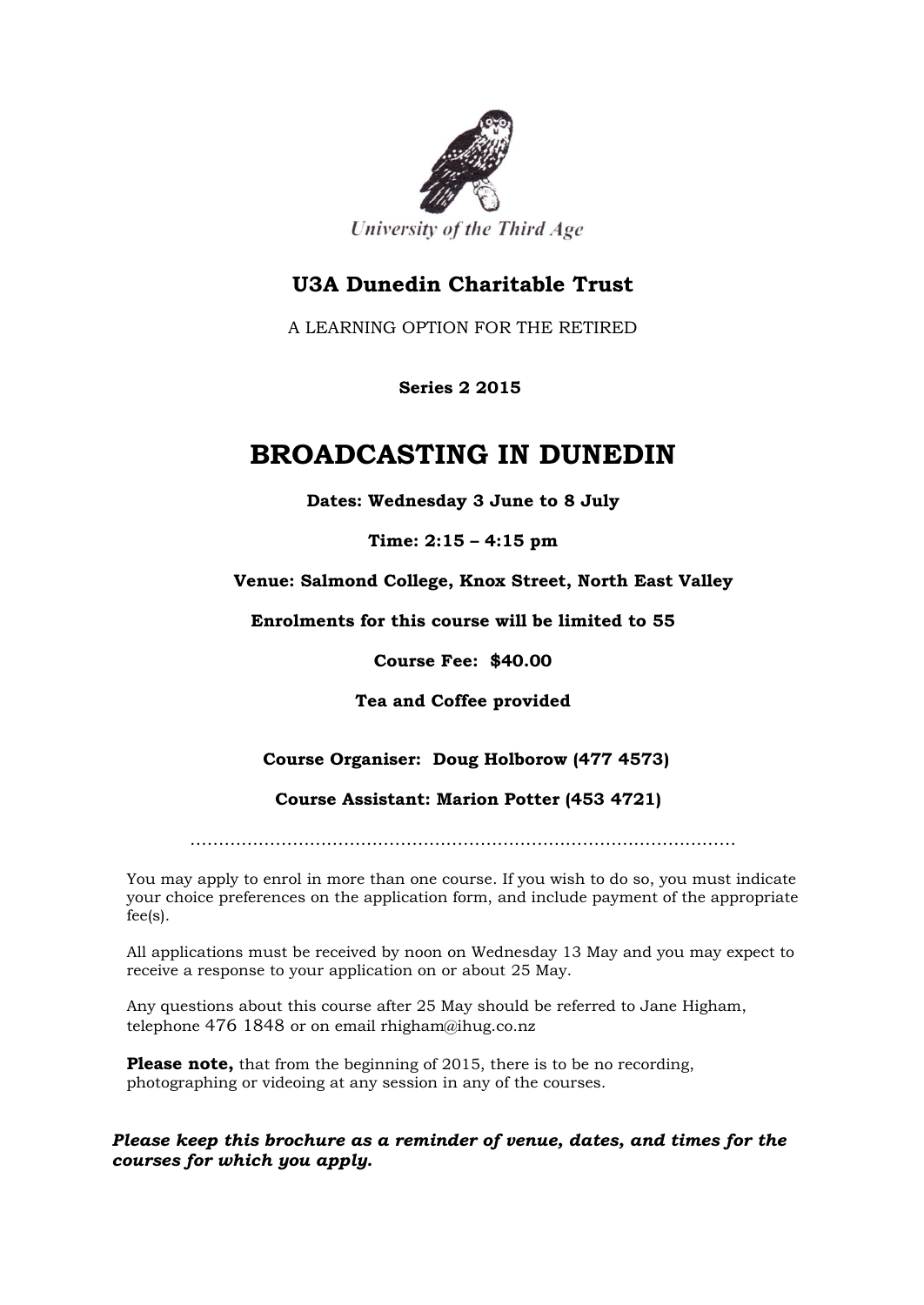University of the Third Age

## U3A Dunedin Charitable Trust

A LEARNING OPTION FOR THE RETIRED

**Series 2 2015**

# BROADCASTING IN DUNEDIN

**Dates: Wednesday 3 June to 8 July**

**Time: 2:15 – 4:15 pm**

**Venue: Salmond College, Knox Street, North East Valley**

**Enrolments for this course will be limited to 55**

**Course Fee: $40.00**

**Tea and Coffee provided**

**Course Organiser: Doug Holborow (477 4573)**

**Course Assistant: Marion Potter (453 4721)**

…………………………………………………………………………………

You may apply to enrol in more than one course. If you wish to do so, you must indicate your choice preferences on the application form, and include payment of the appropriate fee(s).

All applications must be received by noon on Wednesday 13 May and you may expect to receive a response to your application on or about 25 May.

Any questions about this course after 25 May should be referred to Jane Higham, telephone 476 1848 or on email rhigham@ihug.co.nz

**Please note,** that from the beginning of 2015, there is to be no recording, photographing or videoing at any session in any of the courses.

***Please keep this brochure as a reminder of venue, dates, and times for the courses for which you apply.***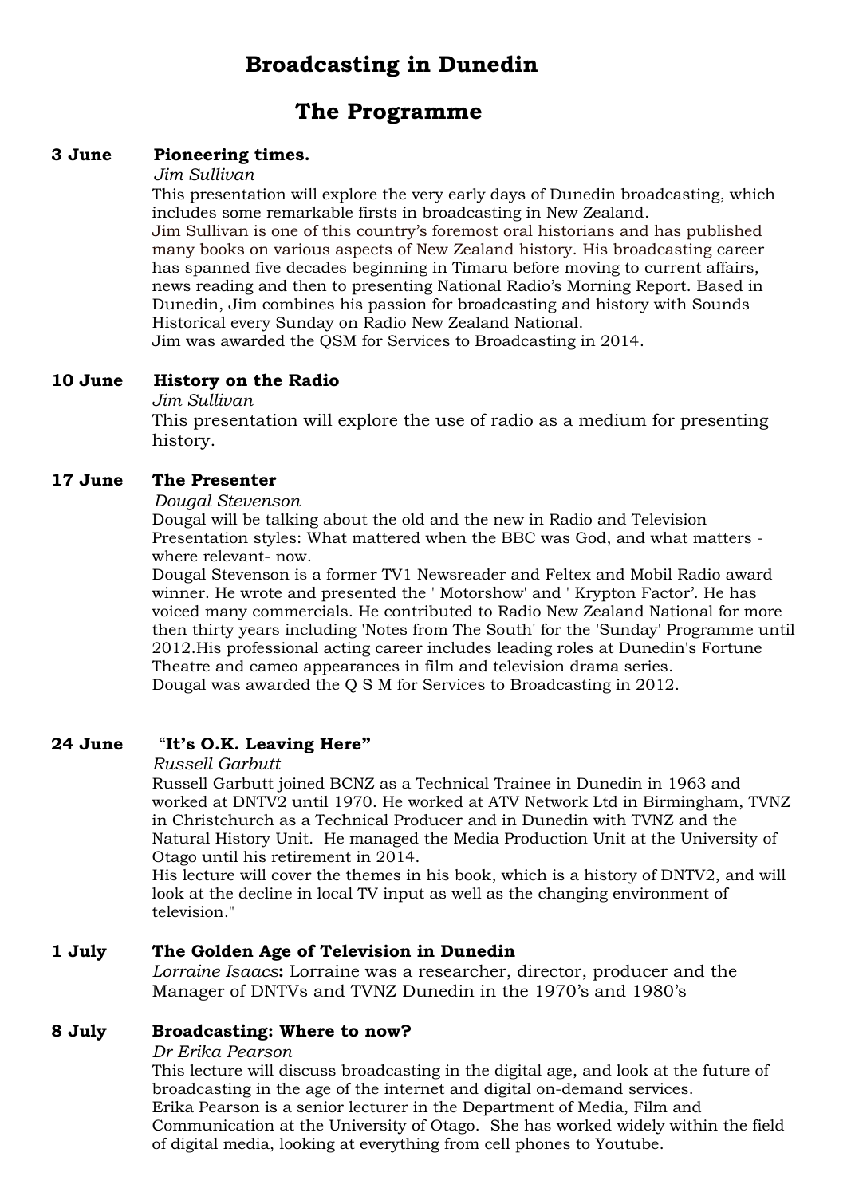# Broadcasting in Dunedin

## The Programme

**3 June** **Pioneering times.**

*Jim Sullivan*

This presentation will explore the very early days of Dunedin broadcasting, which includes some remarkable firsts in broadcasting in New Zealand.
Jim Sullivan is one of this country's foremost oral historians and has published many books on various aspects of New Zealand history. His broadcasting career has spanned five decades beginning in Timaru before moving to current affairs, news reading and then to presenting National Radio's Morning Report. Based in Dunedin, Jim combines his passion for broadcasting and history with Sounds Historical every Sunday on Radio New Zealand National.
Jim was awarded the QSM for Services to Broadcasting in 2014.

**10 June** **History on the Radio**

*Jim Sullivan*

This presentation will explore the use of radio as a medium for presenting history.

**17 June** **The Presenter**

*Dougal Stevenson*

Dougal will be talking about the old and the new in Radio and Television Presentation styles: What mattered when the BBC was God, and what matters - where relevant- now.
Dougal Stevenson is a former TV1 Newsreader and Feltex and Mobil Radio award winner. He wrote and presented the ' Motorshow' and ' Krypton Factor'. He has voiced many commercials. He contributed to Radio New Zealand National for more then thirty years including 'Notes from The South' for the 'Sunday' Programme until 2012.His professional acting career includes leading roles at Dunedin's Fortune Theatre and cameo appearances in film and television drama series.
Dougal was awarded the Q S M for Services to Broadcasting in 2012.

**24 June** **"It's O.K. Leaving Here"**

*Russell Garbutt*

Russell Garbutt joined BCNZ as a Technical Trainee in Dunedin in 1963 and worked at DNTV2 until 1970. He worked at ATV Network Ltd in Birmingham, TVNZ in Christchurch as a Technical Producer and in Dunedin with TVNZ and the Natural History Unit. He managed the Media Production Unit at the University of Otago until his retirement in 2014.
His lecture will cover the themes in his book, which is a history of DNTV2, and will look at the decline in local TV input as well as the changing environment of television."

**1 July** **The Golden Age of Television in Dunedin**

*Lorraine Isaacs*: Lorraine was a researcher, director, producer and the Manager of DNTVs and TVNZ Dunedin in the 1970's and 1980's

**8 July** **Broadcasting: Where to now?**

*Dr Erika Pearson*

This lecture will discuss broadcasting in the digital age, and look at the future of broadcasting in the age of the internet and digital on-demand services.
Erika Pearson is a senior lecturer in the Department of Media, Film and Communication at the University of Otago. She has worked widely within the field of digital media, looking at everything from cell phones to Youtube.